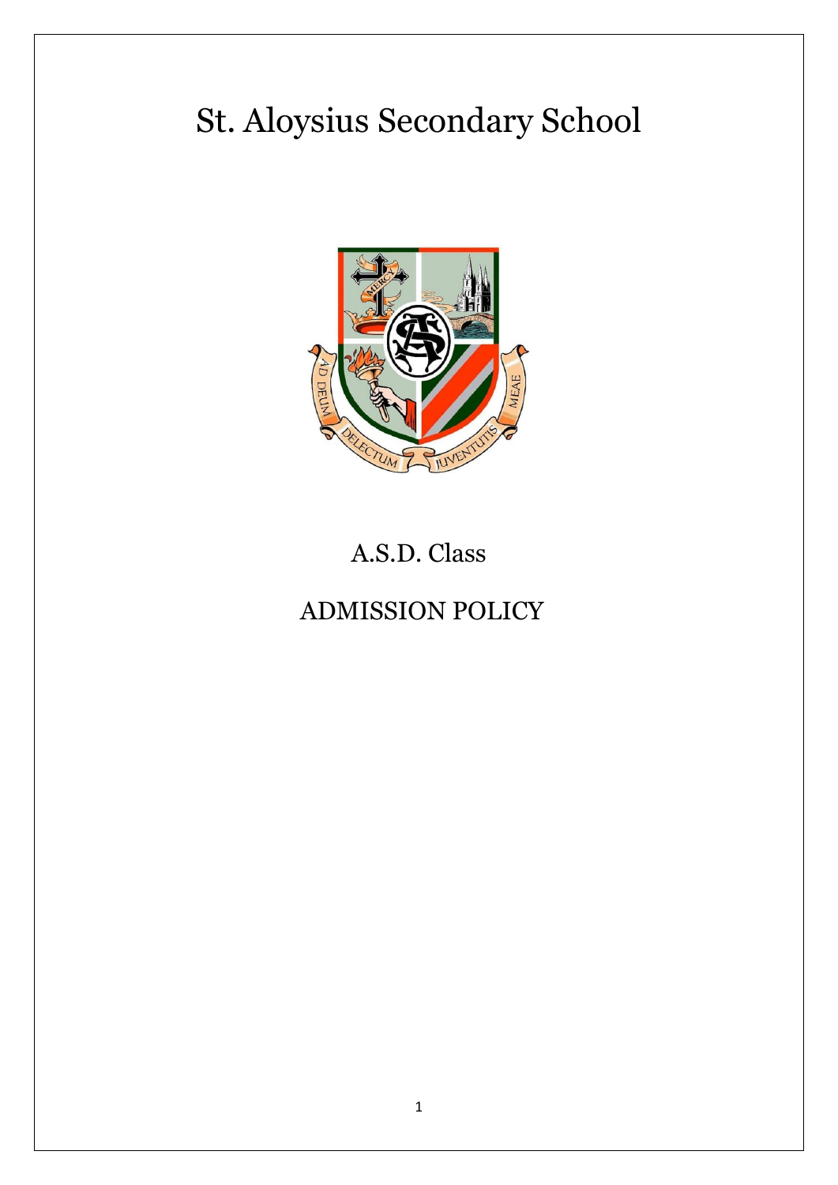# St. Aloysius Secondary School

## A.S.D. Class

## ADMISSION POLICY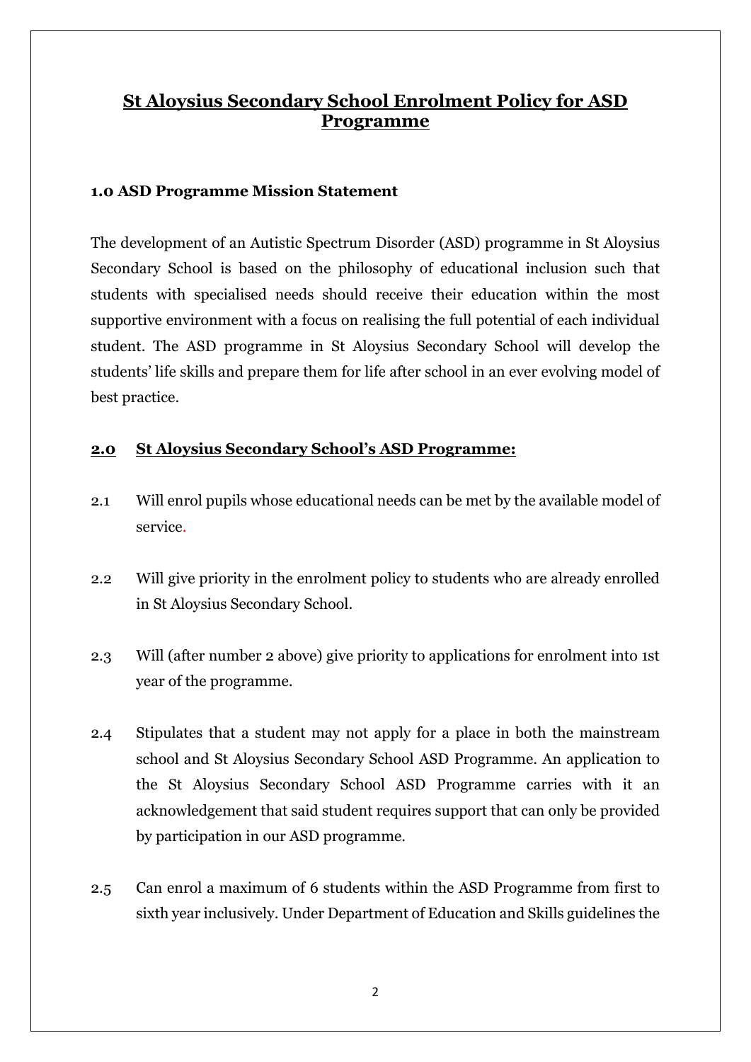## St Aloysius Secondary School Enrolment Policy for ASD Programme

### 1.0 ASD Programme Mission Statement

The development of an Autistic Spectrum Disorder (ASD) programme in St Aloysius Secondary School is based on the philosophy of educational inclusion such that students with specialised needs should receive their education within the most supportive environment with a focus on realising the full potential of each individual student. The ASD programme in St Aloysius Secondary School will develop the students' life skills and prepare them for life after school in an ever evolving model of best practice.

### 2.0 St Aloysius Secondary School's ASD Programme:

2.1 Will enrol pupils whose educational needs can be met by the available model of service.

2.2 Will give priority in the enrolment policy to students who are already enrolled in St Aloysius Secondary School.

2.3 Will (after number 2 above) give priority to applications for enrolment into 1st year of the programme.

2.4 Stipulates that a student may not apply for a place in both the mainstream school and St Aloysius Secondary School ASD Programme. An application to the St Aloysius Secondary School ASD Programme carries with it an acknowledgement that said student requires support that can only be provided by participation in our ASD programme.

2.5 Can enrol a maximum of 6 students within the ASD Programme from first to sixth year inclusively. Under Department of Education and Skills guidelines the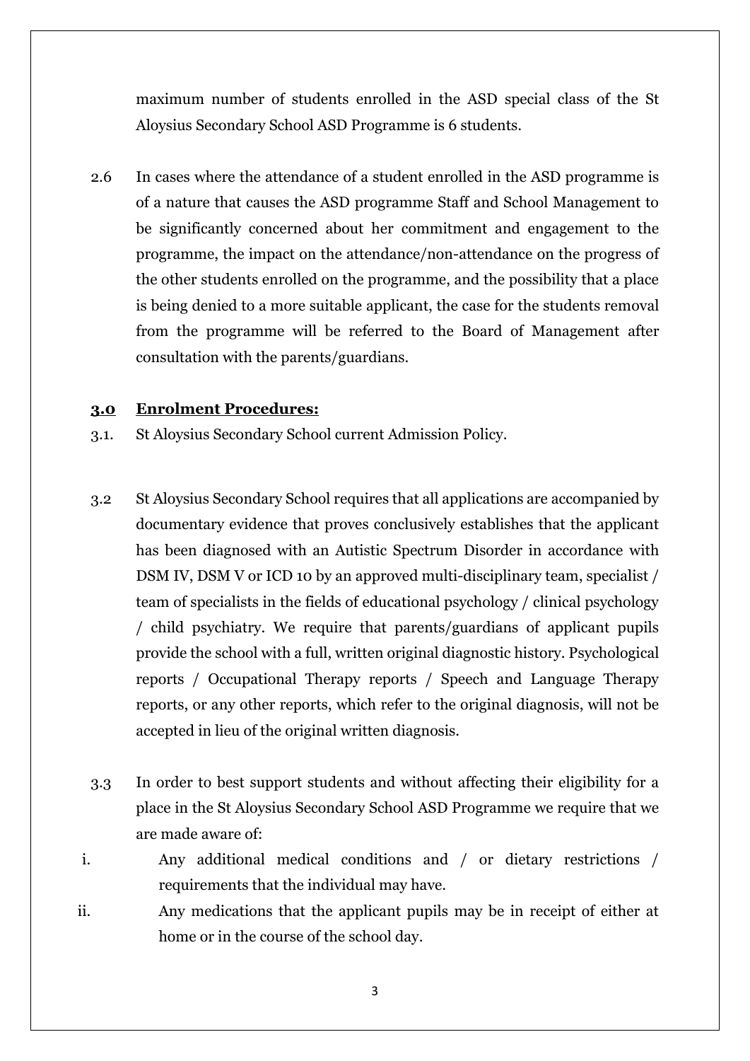maximum number of students enrolled in the ASD special class of the St Aloysius Secondary School ASD Programme is 6 students.

2.6 In cases where the attendance of a student enrolled in the ASD programme is of a nature that causes the ASD programme Staff and School Management to be significantly concerned about her commitment and engagement to the programme, the impact on the attendance/non-attendance on the progress of the other students enrolled on the programme, and the possibility that a place is being denied to a more suitable applicant, the case for the students removal from the programme will be referred to the Board of Management after consultation with the parents/guardians.

## 3.0 Enrolment Procedures:

3.1. St Aloysius Secondary School current Admission Policy.

3.2 St Aloysius Secondary School requires that all applications are accompanied by documentary evidence that proves conclusively establishes that the applicant has been diagnosed with an Autistic Spectrum Disorder in accordance with DSM IV, DSM V or ICD 10 by an approved multi-disciplinary team, specialist / team of specialists in the fields of educational psychology / clinical psychology / child psychiatry. We require that parents/guardians of applicant pupils provide the school with a full, written original diagnostic history. Psychological reports / Occupational Therapy reports / Speech and Language Therapy reports, or any other reports, which refer to the original diagnosis, will not be accepted in lieu of the original written diagnosis.

3.3 In order to best support students and without affecting their eligibility for a place in the St Aloysius Secondary School ASD Programme we require that we are made aware of:

i. Any additional medical conditions and / or dietary restrictions / requirements that the individual may have.

ii. Any medications that the applicant pupils may be in receipt of either at home or in the course of the school day.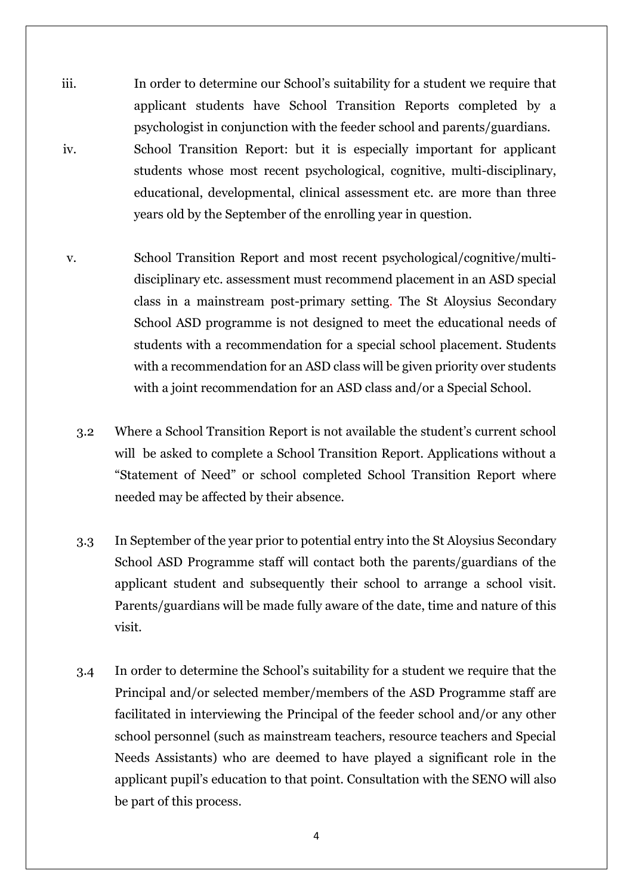iii. In order to determine our School's suitability for a student we require that applicant students have School Transition Reports completed by a psychologist in conjunction with the feeder school and parents/guardians.

iv. School Transition Report: but it is especially important for applicant students whose most recent psychological, cognitive, multi-disciplinary, educational, developmental, clinical assessment etc. are more than three years old by the September of the enrolling year in question.

v. School Transition Report and most recent psychological/cognitive/multi-disciplinary etc. assessment must recommend placement in an ASD special class in a mainstream post-primary setting. The St Aloysius Secondary School ASD programme is not designed to meet the educational needs of students with a recommendation for a special school placement. Students with a recommendation for an ASD class will be given priority over students with a joint recommendation for an ASD class and/or a Special School.

3.2 Where a School Transition Report is not available the student's current school will be asked to complete a School Transition Report. Applications without a "Statement of Need" or school completed School Transition Report where needed may be affected by their absence.

3.3 In September of the year prior to potential entry into the St Aloysius Secondary School ASD Programme staff will contact both the parents/guardians of the applicant student and subsequently their school to arrange a school visit. Parents/guardians will be made fully aware of the date, time and nature of this visit.

3.4 In order to determine the School's suitability for a student we require that the Principal and/or selected member/members of the ASD Programme staff are facilitated in interviewing the Principal of the feeder school and/or any other school personnel (such as mainstream teachers, resource teachers and Special Needs Assistants) who are deemed to have played a significant role in the applicant pupil's education to that point. Consultation with the SENO will also be part of this process.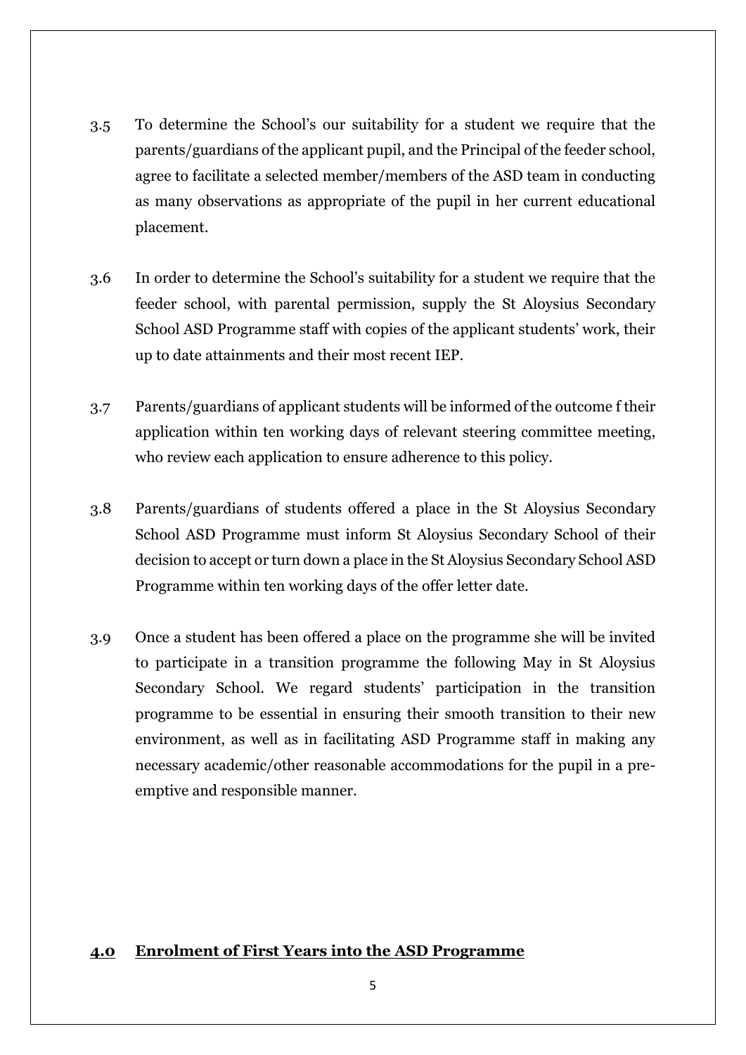3.5 To determine the School's our suitability for a student we require that the parents/guardians of the applicant pupil, and the Principal of the feeder school, agree to facilitate a selected member/members of the ASD team in conducting as many observations as appropriate of the pupil in her current educational placement.

3.6 In order to determine the School's suitability for a student we require that the feeder school, with parental permission, supply the St Aloysius Secondary School ASD Programme staff with copies of the applicant students' work, their up to date attainments and their most recent IEP.

3.7 Parents/guardians of applicant students will be informed of the outcome f their application within ten working days of relevant steering committee meeting, who review each application to ensure adherence to this policy.

3.8 Parents/guardians of students offered a place in the St Aloysius Secondary School ASD Programme must inform St Aloysius Secondary School of their decision to accept or turn down a place in the St Aloysius Secondary School ASD Programme within ten working days of the offer letter date.

3.9 Once a student has been offered a place on the programme she will be invited to participate in a transition programme the following May in St Aloysius Secondary School. We regard students' participation in the transition programme to be essential in ensuring their smooth transition to their new environment, as well as in facilitating ASD Programme staff in making any necessary academic/other reasonable accommodations for the pupil in a pre-emptive and responsible manner.

## 4.0 Enrolment of First Years into the ASD Programme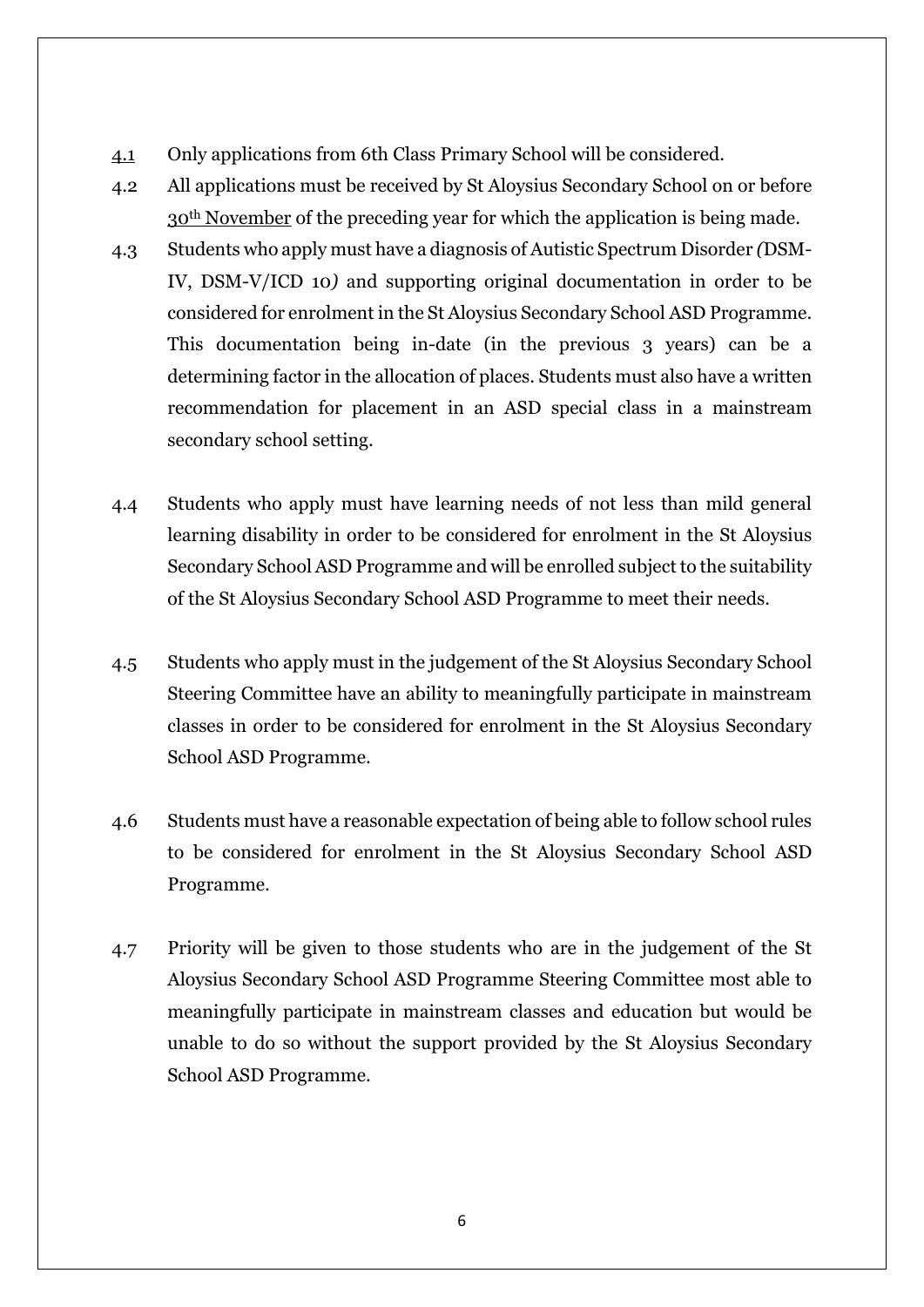4.1 Only applications from 6th Class Primary School will be considered.

4.2 All applications must be received by St Aloysius Secondary School on or before 30th November of the preceding year for which the application is being made.

4.3 Students who apply must have a diagnosis of Autistic Spectrum Disorder *(*DSM-IV, DSM-V/ICD 10*)* and supporting original documentation in order to be considered for enrolment in the St Aloysius Secondary School ASD Programme. This documentation being in-date (in the previous 3 years) can be a determining factor in the allocation of places. Students must also have a written recommendation for placement in an ASD special class in a mainstream secondary school setting.

4.4 Students who apply must have learning needs of not less than mild general learning disability in order to be considered for enrolment in the St Aloysius Secondary School ASD Programme and will be enrolled subject to the suitability of the St Aloysius Secondary School ASD Programme to meet their needs.

4.5 Students who apply must in the judgement of the St Aloysius Secondary School Steering Committee have an ability to meaningfully participate in mainstream classes in order to be considered for enrolment in the St Aloysius Secondary School ASD Programme.

4.6 Students must have a reasonable expectation of being able to follow school rules to be considered for enrolment in the St Aloysius Secondary School ASD Programme.

4.7 Priority will be given to those students who are in the judgement of the St Aloysius Secondary School ASD Programme Steering Committee most able to meaningfully participate in mainstream classes and education but would be unable to do so without the support provided by the St Aloysius Secondary School ASD Programme.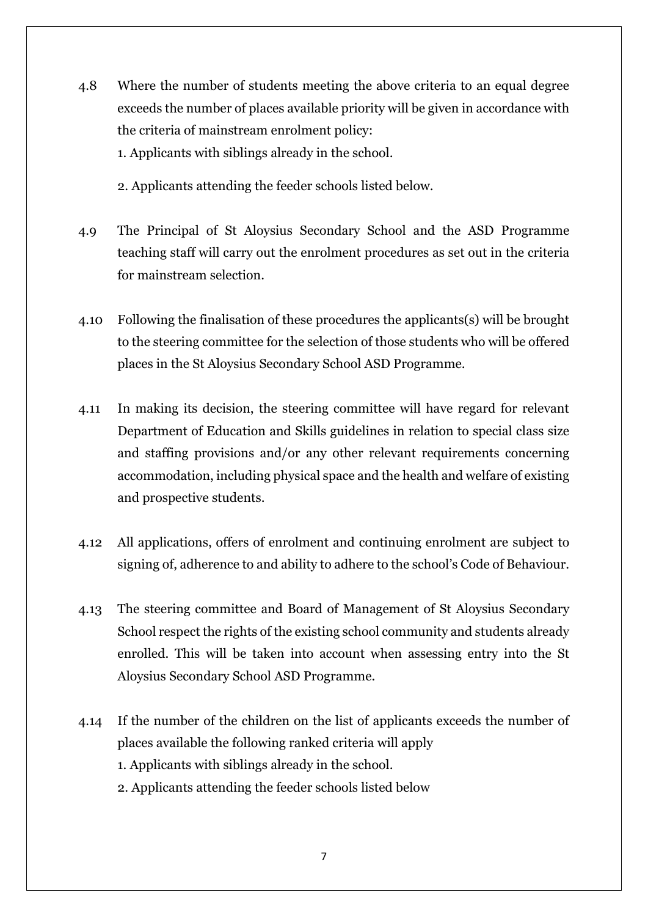4.8 Where the number of students meeting the above criteria to an equal degree exceeds the number of places available priority will be given in accordance with the criteria of mainstream enrolment policy:

1. Applicants with siblings already in the school.
2. Applicants attending the feeder schools listed below.

4.9 The Principal of St Aloysius Secondary School and the ASD Programme teaching staff will carry out the enrolment procedures as set out in the criteria for mainstream selection.

4.10 Following the finalisation of these procedures the applicants(s) will be brought to the steering committee for the selection of those students who will be offered places in the St Aloysius Secondary School ASD Programme.

4.11 In making its decision, the steering committee will have regard for relevant Department of Education and Skills guidelines in relation to special class size and staffing provisions and/or any other relevant requirements concerning accommodation, including physical space and the health and welfare of existing and prospective students.

4.12 All applications, offers of enrolment and continuing enrolment are subject to signing of, adherence to and ability to adhere to the school's Code of Behaviour.

4.13 The steering committee and Board of Management of St Aloysius Secondary School respect the rights of the existing school community and students already enrolled. This will be taken into account when assessing entry into the St Aloysius Secondary School ASD Programme.

4.14 If the number of the children on the list of applicants exceeds the number of places available the following ranked criteria will apply

1. Applicants with siblings already in the school.
2. Applicants attending the feeder schools listed below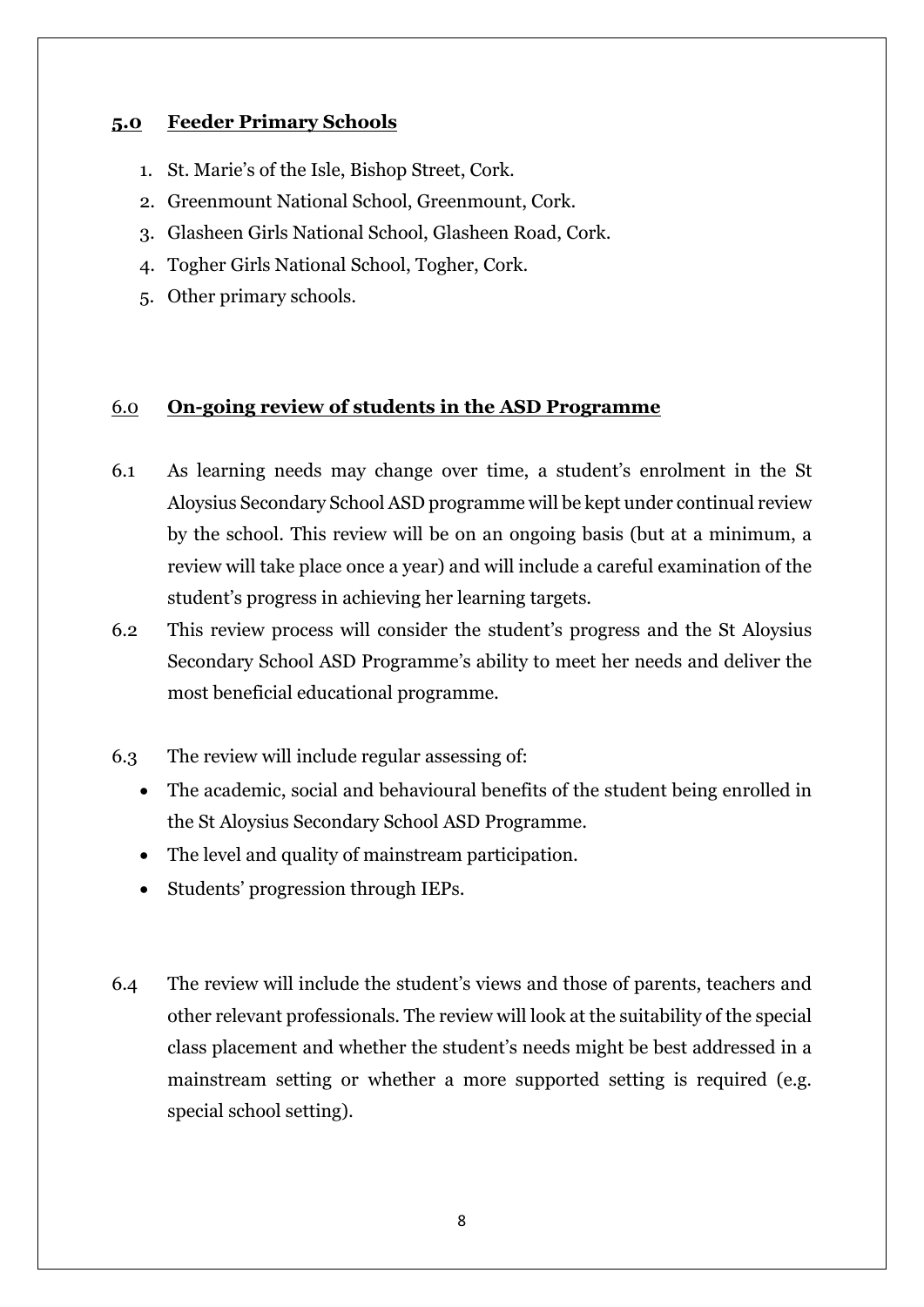## 5.0 Feeder Primary Schools

1. St. Marie's of the Isle, Bishop Street, Cork.
2. Greenmount National School, Greenmount, Cork.
3. Glasheen Girls National School, Glasheen Road, Cork.
4. Togher Girls National School, Togher, Cork.
5. Other primary schools.

## 6.0 On-going review of students in the ASD Programme

6.1 As learning needs may change over time, a student's enrolment in the St Aloysius Secondary School ASD programme will be kept under continual review by the school. This review will be on an ongoing basis (but at a minimum, a review will take place once a year) and will include a careful examination of the student's progress in achieving her learning targets.

6.2 This review process will consider the student's progress and the St Aloysius Secondary School ASD Programme's ability to meet her needs and deliver the most beneficial educational programme.

6.3 The review will include regular assessing of:

- The academic, social and behavioural benefits of the student being enrolled in the St Aloysius Secondary School ASD Programme.
- The level and quality of mainstream participation.
- Students' progression through IEPs.

6.4 The review will include the student's views and those of parents, teachers and other relevant professionals. The review will look at the suitability of the special class placement and whether the student's needs might be best addressed in a mainstream setting or whether a more supported setting is required (e.g. special school setting).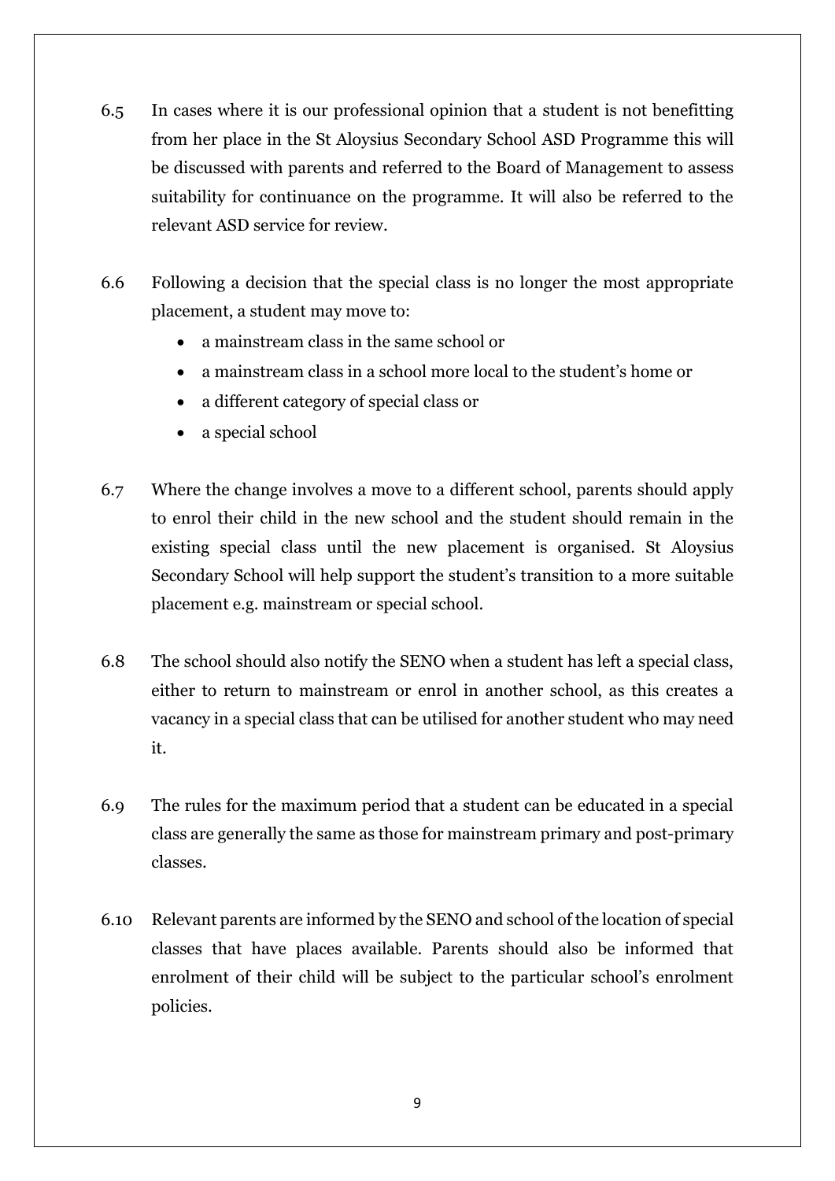6.5 In cases where it is our professional opinion that a student is not benefitting from her place in the St Aloysius Secondary School ASD Programme this will be discussed with parents and referred to the Board of Management to assess suitability for continuance on the programme. It will also be referred to the relevant ASD service for review.

6.6 Following a decision that the special class is no longer the most appropriate placement, a student may move to:

- a mainstream class in the same school or
- a mainstream class in a school more local to the student's home or
- a different category of special class or
- a special school

6.7 Where the change involves a move to a different school, parents should apply to enrol their child in the new school and the student should remain in the existing special class until the new placement is organised. St Aloysius Secondary School will help support the student's transition to a more suitable placement e.g. mainstream or special school.

6.8 The school should also notify the SENO when a student has left a special class, either to return to mainstream or enrol in another school, as this creates a vacancy in a special class that can be utilised for another student who may need it.

6.9 The rules for the maximum period that a student can be educated in a special class are generally the same as those for mainstream primary and post-primary classes.

6.10 Relevant parents are informed by the SENO and school of the location of special classes that have places available. Parents should also be informed that enrolment of their child will be subject to the particular school's enrolment policies.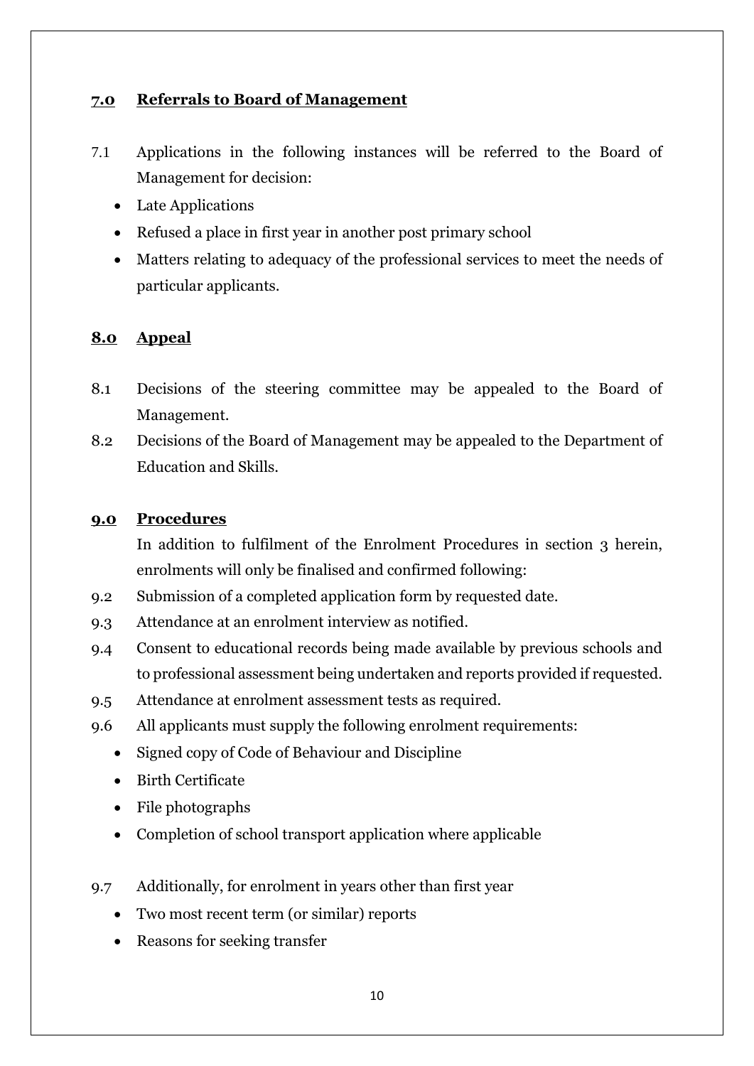## 7.0 Referrals to Board of Management

7.1 Applications in the following instances will be referred to the Board of Management for decision:

- Late Applications
- Refused a place in first year in another post primary school
- Matters relating to adequacy of the professional services to meet the needs of particular applicants.

## 8.0 Appeal

8.1 Decisions of the steering committee may be appealed to the Board of Management.

8.2 Decisions of the Board of Management may be appealed to the Department of Education and Skills.

## 9.0 Procedures

In addition to fulfilment of the Enrolment Procedures in section 3 herein, enrolments will only be finalised and confirmed following:

9.2 Submission of a completed application form by requested date.

9.3 Attendance at an enrolment interview as notified.

9.4 Consent to educational records being made available by previous schools and to professional assessment being undertaken and reports provided if requested.

9.5 Attendance at enrolment assessment tests as required.

9.6 All applicants must supply the following enrolment requirements:

- Signed copy of Code of Behaviour and Discipline
- Birth Certificate
- File photographs
- Completion of school transport application where applicable

9.7 Additionally, for enrolment in years other than first year

- Two most recent term (or similar) reports
- Reasons for seeking transfer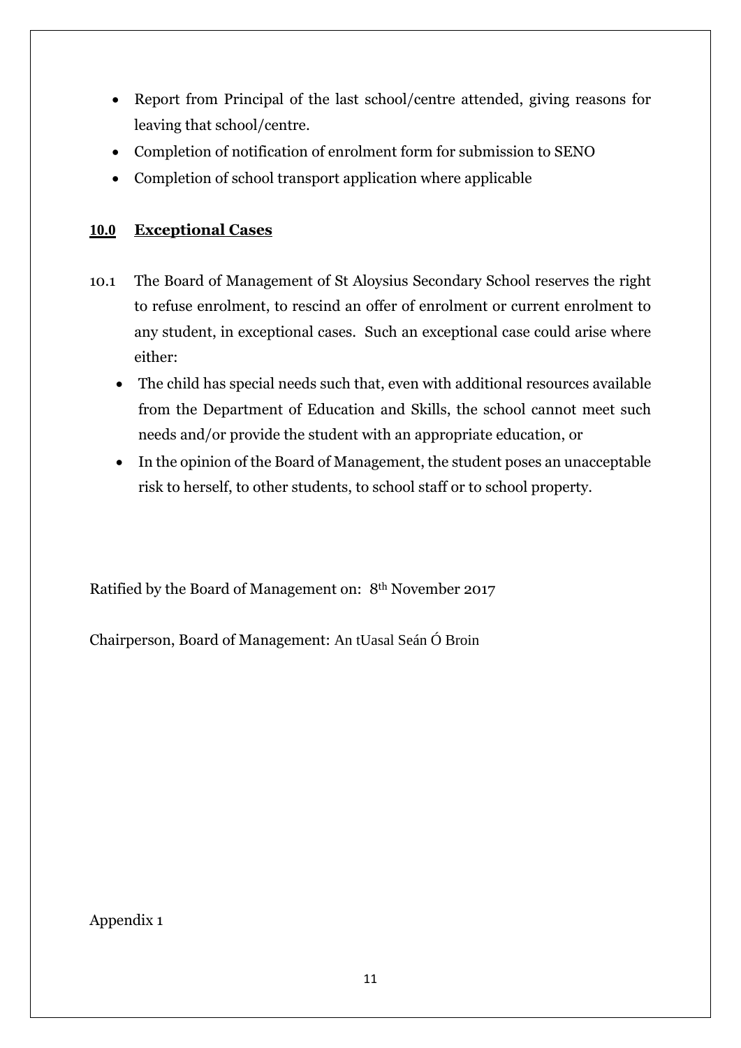- Report from Principal of the last school/centre attended, giving reasons for leaving that school/centre.
- Completion of notification of enrolment form for submission to SENO
- Completion of school transport application where applicable

## 10.0 Exceptional Cases

10.1 The Board of Management of St Aloysius Secondary School reserves the right to refuse enrolment, to rescind an offer of enrolment or current enrolment to any student, in exceptional cases. Such an exceptional case could arise where either:

- The child has special needs such that, even with additional resources available from the Department of Education and Skills, the school cannot meet such needs and/or provide the student with an appropriate education, or
- In the opinion of the Board of Management, the student poses an unacceptable risk to herself, to other students, to school staff or to school property.

Ratified by the Board of Management on: 8th November 2017

Chairperson, Board of Management: An tUasal Seán Ó Broin

Appendix 1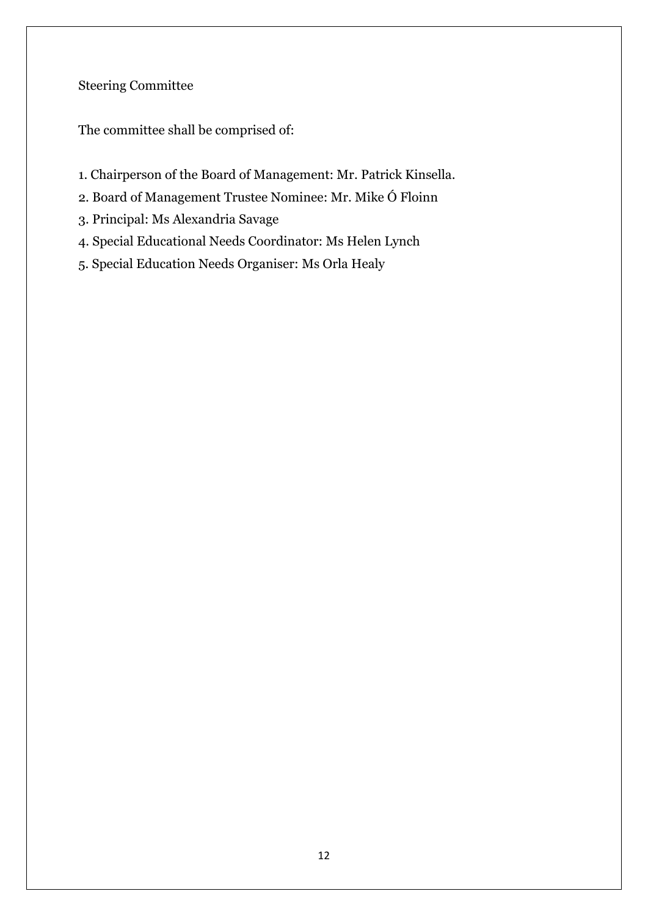Steering Committee

The committee shall be comprised of:

1. Chairperson of the Board of Management: Mr. Patrick Kinsella.
2. Board of Management Trustee Nominee: Mr. Mike Ó Floinn
3. Principal: Ms Alexandria Savage
4. Special Educational Needs Coordinator: Ms Helen Lynch
5. Special Education Needs Organiser: Ms Orla Healy